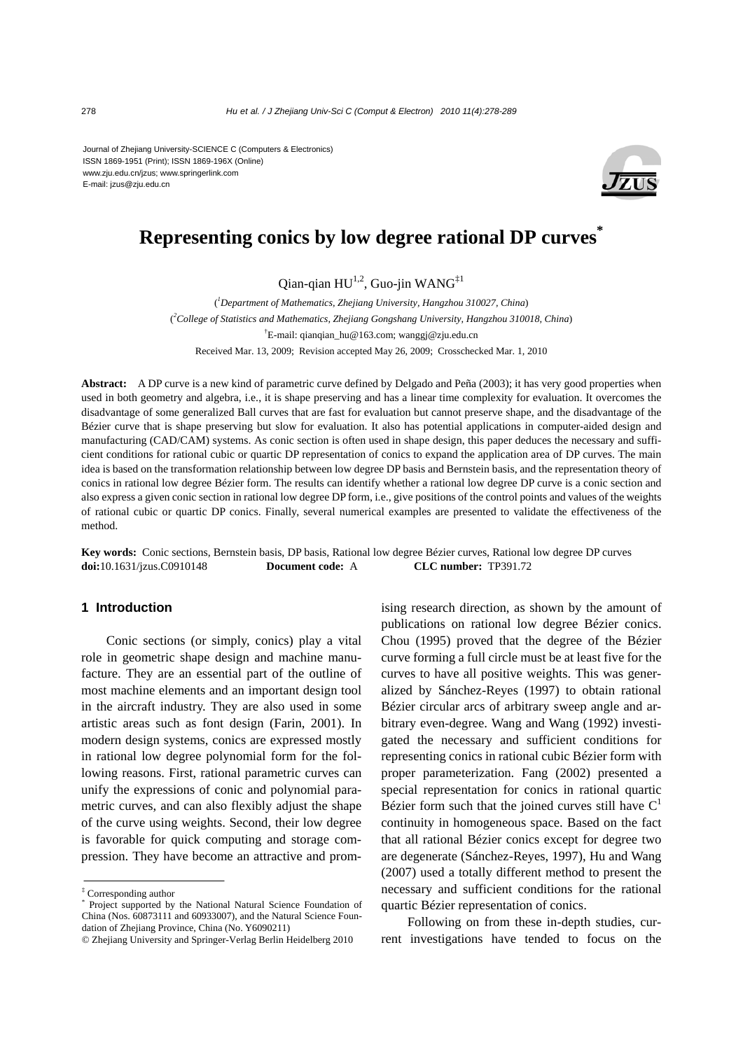Journal of Zhejiang University-SCIENCE C (Computers & Electronics)
ISSN 1869-1951 (Print); ISSN 1869-196X (Online)
www.zju.edu.cn/jzus; www.springerlink.com
E-mail: jzus@zju.edu.cn

# Representing conics by low degree rational DP curves*

Qian-qian HU[1,2], Guo-jin WANG[‡1]

([1]*Department of Mathematics, Zhejiang University, Hangzhou 310027, China*)

([2]*College of Statistics and Mathematics, Zhejiang Gongshang University, Hangzhou 310018, China*)

[†]E-mail: qianqian_hu@163.com; wanggj@zju.edu.cn

Received Mar. 13, 2009; Revision accepted May 26, 2009; Crosschecked Mar. 1, 2010

**Abstract:** A DP curve is a new kind of parametric curve defined by Delgado and Peña (2003); it has very good properties when used in both geometry and algebra, i.e., it is shape preserving and has a linear time complexity for evaluation. It overcomes the disadvantage of some generalized Ball curves that are fast for evaluation but cannot preserve shape, and the disadvantage of the Bézier curve that is shape preserving but slow for evaluation. It also has potential applications in computer-aided design and manufacturing (CAD/CAM) systems. As conic section is often used in shape design, this paper deduces the necessary and sufficient conditions for rational cubic or quartic DP representation of conics to expand the application area of DP curves. The main idea is based on the transformation relationship between low degree DP basis and Bernstein basis, and the representation theory of conics in rational low degree Bézier form. The results can identify whether a rational low degree DP curve is a conic section and also express a given conic section in rational low degree DP form, i.e., give positions of the control points and values of the weights of rational cubic or quartic DP conics. Finally, several numerical examples are presented to validate the effectiveness of the method.

**Key words:** Conic sections, Bernstein basis, DP basis, Rational low degree Bézier curves, Rational low degree DP curves

**doi:**10.1631/jzus.C0910148 **Document code:** A **CLC number:** TP391.72

## 1 Introduction

Conic sections (or simply, conics) play a vital role in geometric shape design and machine manufacture. They are an essential part of the outline of most machine elements and an important design tool in the aircraft industry. They are also used in some artistic areas such as font design (Farin, 2001). In modern design systems, conics are expressed mostly in rational low degree polynomial form for the following reasons. First, rational parametric curves can unify the expressions of conic and polynomial parametric curves, and can also flexibly adjust the shape of the curve using weights. Second, their low degree is favorable for quick computing and storage compression. They have become an attractive and promising research direction, as shown by the amount of publications on rational low degree Bézier conics. Chou (1995) proved that the degree of the Bézier curve forming a full circle must be at least five for the curves to have all positive weights. This was generalized by Sánchez-Reyes (1997) to obtain rational Bézier circular arcs of arbitrary sweep angle and arbitrary even-degree. Wang and Wang (1992) investigated the necessary and sufficient conditions for representing conics in rational cubic Bézier form with proper parameterization. Fang (2002) presented a special representation for conics in rational quartic Bézier form such that the joined curves still have $C^1$ continuity in homogeneous space. Based on the fact that all rational Bézier conics except for degree two are degenerate (Sánchez-Reyes, 1997), Hu and Wang (2007) used a totally different method to present the necessary and sufficient conditions for the rational quartic Bézier representation of conics.

Following on from these in-depth studies, current investigations have tended to focus on the

---

‡ Corresponding author

\* Project supported by the National Natural Science Foundation of China (Nos. 60873111 and 60933007), and the Natural Science Foundation of Zhejiang Province, China (No. Y6090211)

© Zhejiang University and Springer-Verlag Berlin Heidelberg 2010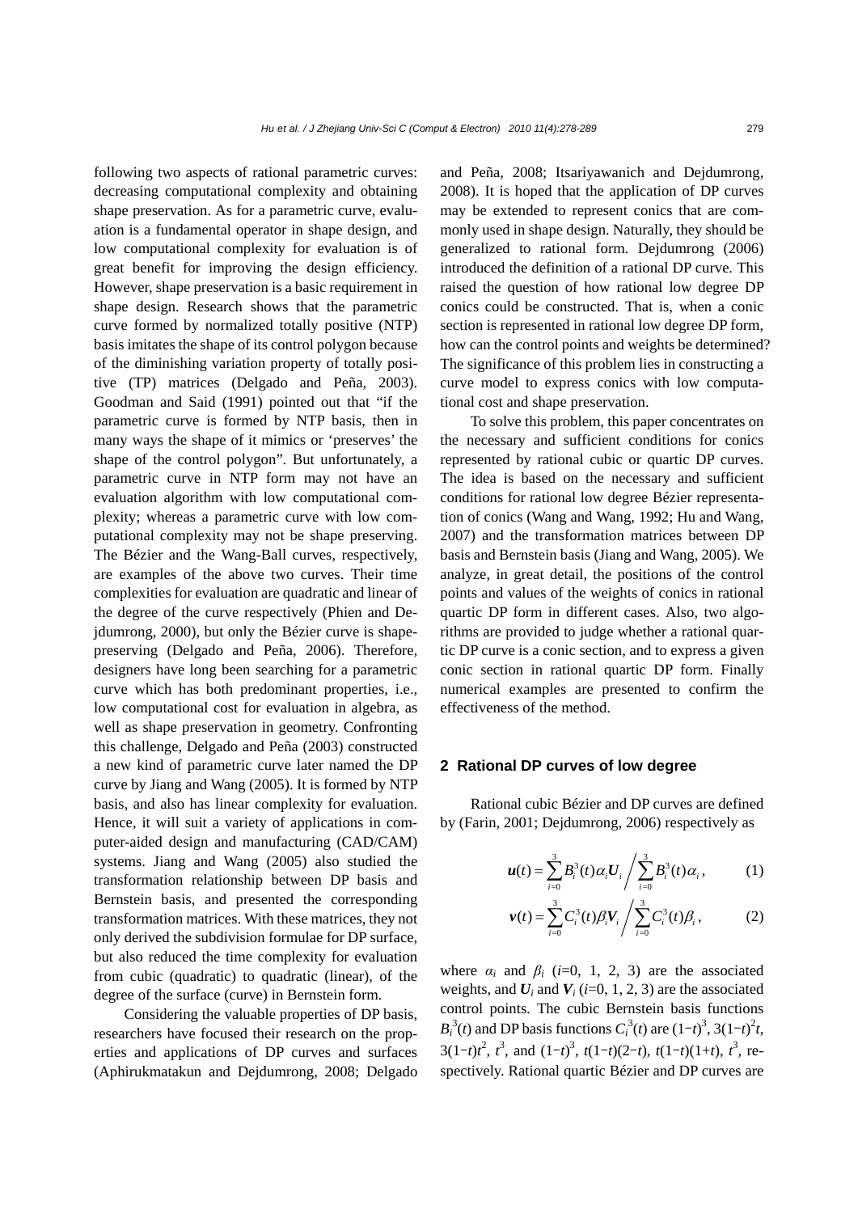following two aspects of rational parametric curves: decreasing computational complexity and obtaining shape preservation. As for a parametric curve, evaluation is a fundamental operator in shape design, and low computational complexity for evaluation is of great benefit for improving the design efficiency. However, shape preservation is a basic requirement in shape design. Research shows that the parametric curve formed by normalized totally positive (NTP) basis imitates the shape of its control polygon because of the diminishing variation property of totally positive (TP) matrices (Delgado and Peña, 2003). Goodman and Said (1991) pointed out that "if the parametric curve is formed by NTP basis, then in many ways the shape of it mimics or 'preserves' the shape of the control polygon". But unfortunately, a parametric curve in NTP form may not have an evaluation algorithm with low computational complexity; whereas a parametric curve with low computational complexity may not be shape preserving. The Bézier and the Wang-Ball curves, respectively, are examples of the above two curves. Their time complexities for evaluation are quadratic and linear of the degree of the curve respectively (Phien and Dejdumrong, 2000), but only the Bézier curve is shape-preserving (Delgado and Peña, 2006). Therefore, designers have long been searching for a parametric curve which has both predominant properties, i.e., low computational cost for evaluation in algebra, as well as shape preservation in geometry. Confronting this challenge, Delgado and Peña (2003) constructed a new kind of parametric curve later named the DP curve by Jiang and Wang (2005). It is formed by NTP basis, and also has linear complexity for evaluation. Hence, it will suit a variety of applications in computer-aided design and manufacturing (CAD/CAM) systems. Jiang and Wang (2005) also studied the transformation relationship between DP basis and Bernstein basis, and presented the corresponding transformation matrices. With these matrices, they not only derived the subdivision formulae for DP surface, but also reduced the time complexity for evaluation from cubic (quadratic) to quadratic (linear), of the degree of the surface (curve) in Bernstein form.

Considering the valuable properties of DP basis, researchers have focused their research on the properties and applications of DP curves and surfaces (Aphirukmatakun and Dejdumrong, 2008; Delgado and Peña, 2008; Itsariyawanich and Dejdumrong, 2008). It is hoped that the application of DP curves may be extended to represent conics that are commonly used in shape design. Naturally, they should be generalized to rational form. Dejdumrong (2006) introduced the definition of a rational DP curve. This raised the question of how rational low degree DP conics could be constructed. That is, when a conic section is represented in rational low degree DP form, how can the control points and weights be determined? The significance of this problem lies in constructing a curve model to express conics with low computational cost and shape preservation.

To solve this problem, this paper concentrates on the necessary and sufficient conditions for conics represented by rational cubic or quartic DP curves. The idea is based on the necessary and sufficient conditions for rational low degree Bézier representation of conics (Wang and Wang, 1992; Hu and Wang, 2007) and the transformation matrices between DP basis and Bernstein basis (Jiang and Wang, 2005). We analyze, in great detail, the positions of the control points and values of the weights of conics in rational quartic DP form in different cases. Also, two algorithms are provided to judge whether a rational quartic DP curve is a conic section, and to express a given conic section in rational quartic DP form. Finally numerical examples are presented to confirm the effectiveness of the method.

## 2 Rational DP curves of low degree

Rational cubic Bézier and DP curves are defined by (Farin, 2001; Dejdumrong, 2006) respectively as

$$\boldsymbol{u}(t)=\sum_{i=0}^{3}B_i^3(t)\alpha_i\boldsymbol{U}_i\bigg/\sum_{i=0}^{3}B_i^3(t)\alpha_i, \tag{1}$$

$$\boldsymbol{v}(t)=\sum_{i=0}^{3}C_i^3(t)\beta_i\boldsymbol{V}_i\bigg/\sum_{i=0}^{3}C_i^3(t)\beta_i, \tag{2}$$

where $\alpha_i$ and $\beta_i$ ($i$=0, 1, 2, 3) are the associated weights, and $\boldsymbol{U}_i$ and $\boldsymbol{V}_i$ ($i$=0, 1, 2, 3) are the associated control points. The cubic Bernstein basis functions $B_i^3(t)$ and DP basis functions $C_i^3(t)$ are $(1-t)^3$, $3(1-t)^2t$, $3(1-t)t^2$, $t^3$, and $(1-t)^3$, $t(1-t)(2-t)$, $t(1-t)(1+t)$, $t^3$, respectively. Rational quartic Bézier and DP curves are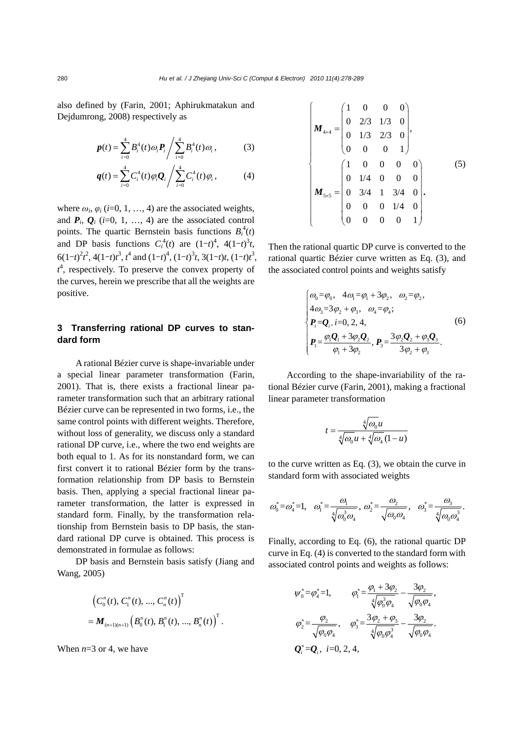also defined by (Farin, 2001; Aphirukmatakun and Dejdumrong, 2008) respectively as

$$\boldsymbol{p}(t)=\sum_{i=0}^{4}B_i^4(t)\omega_i\boldsymbol{P}_i \Big/ \sum_{i=0}^{4}B_i^4(t)\omega_i, \tag{3}$$

$$\boldsymbol{q}(t)=\sum_{i=0}^{4}C_i^4(t)\varphi_i\boldsymbol{Q}_i \Big/ \sum_{i=0}^{4}C_i^4(t)\varphi_i, \tag{4}$$

where $\omega_i$, $\varphi_i$ ($i$=0, 1, …, 4) are the associated weights, and $\boldsymbol{P}_i$, $\boldsymbol{Q}_i$ ($i$=0, 1, …, 4) are the associated control points. The quartic Bernstein basis functions $B_i^4(t)$ and DP basis functions $C_i^4(t)$ are $(1-t)^4$, $4(1-t)^3t$, $6(1-t)^2t^2$, $4(1-t)t^3$, $t^4$ and $(1-t)^4$, $(1-t)^3t$, $3(1-t)t$, $(1-t)t^3$, $t^4$, respectively. To preserve the convex property of the curves, herein we prescribe that all the weights are positive.

## 3 Transferring rational DP curves to standard form

A rational Bézier curve is shape-invariable under a special linear parameter transformation (Farin, 2001). That is, there exists a fractional linear parameter transformation such that an arbitrary rational Bézier curve can be represented in two forms, i.e., the same control points with different weights. Therefore, without loss of generality, we discuss only a standard rational DP curve, i.e., where the two end weights are both equal to 1. As for its nonstandard form, we can first convert it to rational Bézier form by the transformation relationship from DP basis to Bernstein basis. Then, applying a special fractional linear parameter transformation, the latter is expressed in standard form. Finally, by the transformation relationship from Bernstein basis to DP basis, the standard rational DP curve is obtained. This process is demonstrated in formulae as follows:

DP basis and Bernstein basis satisfy (Jiang and Wang, 2005)

$$\left(C_0^n(t), C_1^n(t), ..., C_n^n(t)\right)^{\mathrm{T}} = \boldsymbol{M}_{(n+1)(n+1)}\left(B_0^n(t), B_1^n(t), ..., B_n^n(t)\right)^{\mathrm{T}}.$$

When $n$=3 or 4, we have

$$\begin{cases} \boldsymbol{M}_{4\times4}=\begin{pmatrix} 1 & 0 & 0 & 0 \\ 0 & 2/3 & 1/3 & 0 \\ 0 & 1/3 & 2/3 & 0 \\ 0 & 0 & 0 & 1 \end{pmatrix}, \\ \boldsymbol{M}_{5\times5}=\begin{pmatrix} 1 & 0 & 0 & 0 & 0 \\ 0 & 1/4 & 0 & 0 & 0 \\ 0 & 3/4 & 1 & 3/4 & 0 \\ 0 & 0 & 0 & 1/4 & 0 \\ 0 & 0 & 0 & 0 & 1 \end{pmatrix}. \end{cases} \tag{5}$$

Then the rational quartic DP curve is converted to the rational quartic Bézier curve written as Eq. (3), and the associated control points and weights satisfy

$$\begin{cases} \omega_0=\varphi_0, \quad 4\omega_1=\varphi_1+3\varphi_2, \quad \omega_2=\varphi_2, \\ 4\omega_3=3\varphi_2+\varphi_3, \quad \omega_4=\varphi_4; \\ \boldsymbol{P}_i=\boldsymbol{Q}_i,\ i=0, 2, 4, \\ \boldsymbol{P}_1=\dfrac{\varphi_1\boldsymbol{Q}_1+3\varphi_2\boldsymbol{Q}_2}{\varphi_1+3\varphi_2},\ \boldsymbol{P}_3=\dfrac{3\varphi_2\boldsymbol{Q}_2+\varphi_3\boldsymbol{Q}_3}{3\varphi_2+\varphi_3}. \end{cases} \tag{6}$$

According to the shape-invariability of the rational Bézier curve (Farin, 2001), making a fractional linear parameter transformation

$$t=\frac{\sqrt[4]{\omega_0}u}{\sqrt[4]{\omega_0}u+\sqrt[4]{\omega_4}(1-u)}$$

to the curve written as Eq. (3), we obtain the curve in standard form with associated weights

$$\omega_0^*=\omega_4^*=1, \quad \omega_1^*=\frac{\omega_1}{\sqrt[4]{\omega_0^3\omega_4}},\ \omega_2^*=\frac{\omega_2}{\sqrt{\omega_0\omega_4}}, \quad \omega_3^*=\frac{\omega_3}{\sqrt[4]{\omega_0\omega_4^3}}.$$

Finally, according to Eq. (6), the rational quartic DP curve in Eq. (4) is converted to the standard form with associated control points and weights as follows:

$$\psi_0^*=\varphi_4^*=1, \qquad \varphi_1^*=\frac{\varphi_1+3\varphi_2}{\sqrt[4]{\varphi_0^3\varphi_4}}-\frac{3\varphi_2}{\sqrt{\varphi_0\varphi_4}},$$

$$\varphi_2^*=\frac{\varphi_2}{\sqrt{\varphi_0\varphi_4}}, \quad \varphi_3^*=\frac{3\varphi_2+\varphi_3}{\sqrt[4]{\varphi_0\varphi_4^3}}-\frac{3\varphi_2}{\sqrt{\varphi_0\varphi_4}}.$$

$$\boldsymbol{Q}_i^*=\boldsymbol{Q}_i,\ \ i=0, 2, 4,$$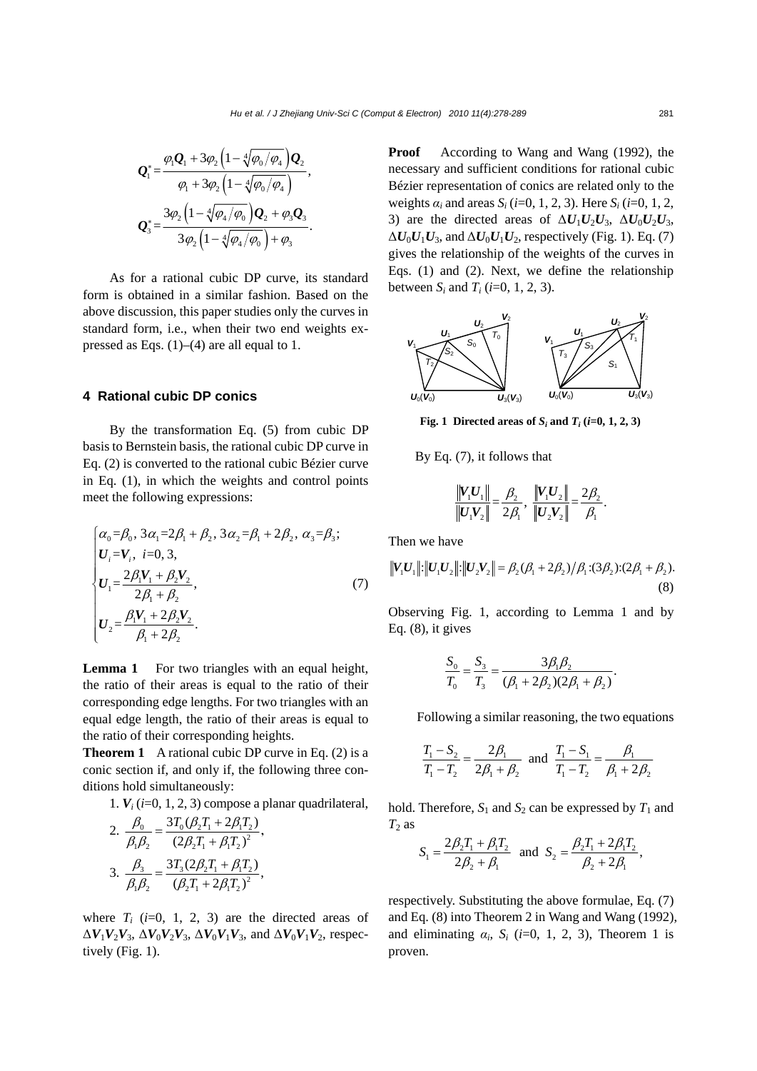$$Q_1^* = \frac{\varphi_1 Q_1 + 3\varphi_2 \left(1 - \sqrt[4]{\varphi_0/\varphi_4}\right) Q_2}{\varphi_1 + 3\varphi_2 \left(1 - \sqrt[4]{\varphi_0/\varphi_4}\right)},$$

$$Q_3^* = \frac{3\varphi_2 \left(1 - \sqrt[4]{\varphi_4/\varphi_0}\right) Q_2 + \varphi_3 Q_3}{3\varphi_2 \left(1 - \sqrt[4]{\varphi_4/\varphi_0}\right) + \varphi_3}.$$

As for a rational cubic DP curve, its standard form is obtained in a similar fashion. Based on the above discussion, this paper studies only the curves in standard form, i.e., when their two end weights expressed as Eqs. (1)–(4) are all equal to 1.

## 4 Rational cubic DP conics

By the transformation Eq. (5) from cubic DP basis to Bernstein basis, the rational cubic DP curve in Eq. (2) is converted to the rational cubic Bézier curve in Eq. (1), in which the weights and control points meet the following expressions:

$$\begin{cases} \alpha_0 = \beta_0,\ 3\alpha_1 = 2\beta_1 + \beta_2,\ 3\alpha_2 = \beta_1 + 2\beta_2,\ \alpha_3 = \beta_3; \\ U_i = V_i,\ \ i=0, 3, \\ U_1 = \dfrac{2\beta_1 V_1 + \beta_2 V_2}{2\beta_1 + \beta_2}, \\ U_2 = \dfrac{\beta_1 V_1 + 2\beta_2 V_2}{\beta_1 + 2\beta_2}. \end{cases} \tag{7}$$

**Lemma 1** For two triangles with an equal height, the ratio of their areas is equal to the ratio of their corresponding edge lengths. For two triangles with an equal edge length, the ratio of their areas is equal to the ratio of their corresponding heights.

**Theorem 1** A rational cubic DP curve in Eq. (2) is a conic section if, and only if, the following three conditions hold simultaneously:

1. $V_i$ ($i$=0, 1, 2, 3) compose a planar quadrilateral,
2. $\dfrac{\beta_0}{\beta_1\beta_2} = \dfrac{3T_0(\beta_2 T_1 + 2\beta_1 T_2)}{(2\beta_2 T_1 + \beta_1 T_2)^2}$,
3. $\dfrac{\beta_3}{\beta_1\beta_2} = \dfrac{3T_3(2\beta_2 T_1 + \beta_1 T_2)}{(\beta_2 T_1 + 2\beta_1 T_2)^2}$,

where $T_i$ ($i$=0, 1, 2, 3) are the directed areas of $\Delta V_1V_2V_3$, $\Delta V_0V_2V_3$, $\Delta V_0V_1V_3$, and $\Delta V_0V_1V_2$, respectively (Fig. 1).

**Proof** According to Wang and Wang (1992), the necessary and sufficient conditions for rational cubic Bézier representation of conics are related only to the weights $\alpha_i$ and areas $S_i$ ($i$=0, 1, 2, 3). Here $S_i$ ($i$=0, 1, 2, 3) are the directed areas of $\Delta U_1U_2U_3$, $\Delta U_0U_2U_3$, $\Delta U_0U_1U_3$, and $\Delta U_0U_1U_2$, respectively (Fig. 1). Eq. (7) gives the relationship of the weights of the curves in Eqs. (1) and (2). Next, we define the relationship between $S_i$ and $T_i$ ($i$=0, 1, 2, 3).

**Fig. 1 Directed areas of $S_i$ and $T_i$ ($i$=0, 1, 2, 3)**

By Eq. (7), it follows that

$$\frac{\|V_1U_1\|}{\|U_1V_2\|} = \frac{\beta_2}{2\beta_1},\ \ \frac{\|V_1U_2\|}{\|U_2V_2\|} = \frac{2\beta_2}{\beta_1}.$$

Then we have

$$\|V_1U_1\|:\|U_1U_2\|:\|U_2V_2\| = \beta_2(\beta_1 + 2\beta_2)/\beta_1 : (3\beta_2) : (2\beta_1 + \beta_2). \tag{8}$$

Observing Fig. 1, according to Lemma 1 and by Eq. (8), it gives

$$\frac{S_0}{T_0} = \frac{S_3}{T_3} = \frac{3\beta_1\beta_2}{(\beta_1 + 2\beta_2)(2\beta_1 + \beta_2)}.$$

Following a similar reasoning, the two equations

$$\frac{T_1 - S_2}{T_1 - T_2} = \frac{2\beta_1}{2\beta_1 + \beta_2}\ \ \text{and}\ \ \frac{T_1 - S_1}{T_1 - T_2} = \frac{\beta_1}{\beta_1 + 2\beta_2}$$

hold. Therefore, $S_1$ and $S_2$ can be expressed by $T_1$ and $T_2$ as

$$S_1 = \frac{2\beta_2 T_1 + \beta_1 T_2}{2\beta_2 + \beta_1}\ \ \text{and}\ \ S_2 = \frac{\beta_2 T_1 + 2\beta_1 T_2}{\beta_2 + 2\beta_1},$$

respectively. Substituting the above formulae, Eq. (7) and Eq. (8) into Theorem 2 in Wang and Wang (1992), and eliminating $\alpha_i$, $S_i$ ($i$=0, 1, 2, 3), Theorem 1 is proven.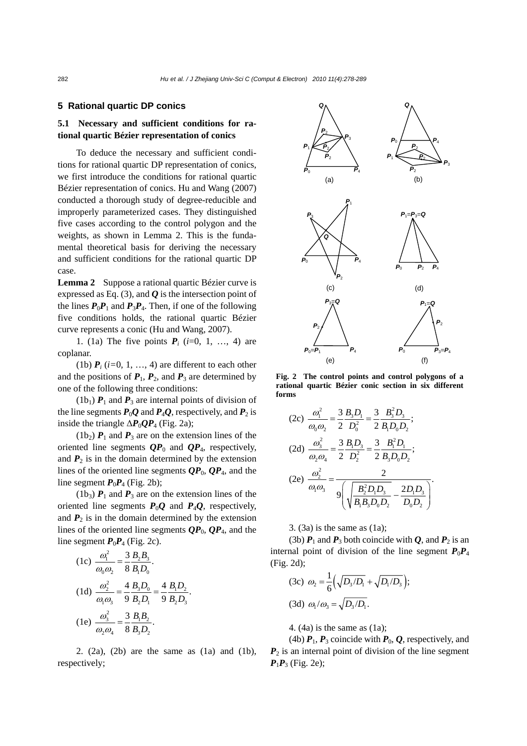## 5 Rational quartic DP conics

### 5.1 Necessary and sufficient conditions for rational quartic Bézier representation of conics

To deduce the necessary and sufficient conditions for rational quartic DP representation of conics, we first introduce the conditions for rational quartic Bézier representation of conics. Hu and Wang (2007) conducted a thorough study of degree-reducible and improperly parameterized cases. They distinguished five cases according to the control polygon and the weights, as shown in Lemma 2. This is the fundamental theoretical basis for deriving the necessary and sufficient conditions for the rational quartic DP case.

**Lemma 2** Suppose a rational quartic Bézier curve is expressed as Eq. (3), and $\boldsymbol{Q}$ is the intersection point of the lines $\boldsymbol{P}_0\boldsymbol{P}_1$ and $\boldsymbol{P}_3\boldsymbol{P}_4$. Then, if one of the following five conditions holds, the rational quartic Bézier curve represents a conic (Hu and Wang, 2007).

1. (1a) The five points $\boldsymbol{P}_i$ ($i$=0, 1, …, 4) are coplanar.

(1b) $\boldsymbol{P}_i$ ($i$=0, 1, …, 4) are different to each other and the positions of $\boldsymbol{P}_1$, $\boldsymbol{P}_2$, and $\boldsymbol{P}_3$ are determined by one of the following three conditions:

($1\text{b}_1$) $\boldsymbol{P}_1$ and $\boldsymbol{P}_3$ are internal points of division of the line segments $\boldsymbol{P}_0\boldsymbol{Q}$ and $\boldsymbol{P}_4\boldsymbol{Q}$, respectively, and $\boldsymbol{P}_2$ is inside the triangle $\Delta\boldsymbol{P}_0\boldsymbol{Q}\boldsymbol{P}_4$ (Fig. 2a);

($1\text{b}_2$) $\boldsymbol{P}_1$ and $\boldsymbol{P}_3$ are on the extension lines of the oriented line segments $\boldsymbol{Q}\boldsymbol{P}_0$ and $\boldsymbol{Q}\boldsymbol{P}_4$, respectively, and $\boldsymbol{P}_2$ is in the domain determined by the extension lines of the oriented line segments $\boldsymbol{Q}\boldsymbol{P}_0$, $\boldsymbol{Q}\boldsymbol{P}_4$, and the line segment $\boldsymbol{P}_0\boldsymbol{P}_4$ (Fig. 2b);

($1\text{b}_3$) $\boldsymbol{P}_1$ and $\boldsymbol{P}_3$ are on the extension lines of the oriented line segments $\boldsymbol{P}_0\boldsymbol{Q}$ and $\boldsymbol{P}_4\boldsymbol{Q}$, respectively, and $\boldsymbol{P}_2$ is in the domain determined by the extension lines of the oriented line segments $\boldsymbol{Q}\boldsymbol{P}_0$, $\boldsymbol{Q}\boldsymbol{P}_4$, and the line segment $\boldsymbol{P}_0\boldsymbol{P}_4$ (Fig. 2c).

(1c) $\dfrac{\omega_1^2}{\omega_0\omega_2}=\dfrac{3}{8}\dfrac{B_2B_3}{B_1D_0}$.

(1d) $\dfrac{\omega_2^2}{\omega_1\omega_3}=\dfrac{4}{9}\dfrac{B_3D_0}{B_2D_1}=\dfrac{4}{9}\dfrac{B_1D_2}{B_2D_3}$.

(1e) $\dfrac{\omega_3^2}{\omega_2\omega_4}=\dfrac{3}{8}\dfrac{B_1B_2}{B_3D_2}$.

2. (2a), (2b) are the same as (1a) and (1b), respectively;

(2c) $\dfrac{\omega_1^2}{\omega_0\omega_2}=\dfrac{3}{2}\dfrac{B_3D_1}{D_0^2}=\dfrac{3}{2}\dfrac{B_3^2D_3}{B_1D_0D_2}$;

(2d) $\dfrac{\omega_3^2}{\omega_2\omega_4}=\dfrac{3}{2}\dfrac{B_1D_3}{D_2^2}=\dfrac{3}{2}\dfrac{B_1^2D_1}{B_3D_0D_2}$;

(2e) $\dfrac{\omega_2^2}{\omega_1\omega_3}=\dfrac{2}{9\left(\sqrt{\dfrac{B_2^2D_1D_3}{B_1B_3D_0D_2}}-\dfrac{2D_1D_3}{D_0D_2}\right)}$.

3. (3a) is the same as (1a);

(3b) $\boldsymbol{P}_1$ and $\boldsymbol{P}_3$ both coincide with $\boldsymbol{Q}$, and $\boldsymbol{P}_2$ is an internal point of division of the line segment $\boldsymbol{P}_0\boldsymbol{P}_4$ (Fig. 2d);

(3c) $\omega_2=\dfrac{1}{6}\left(\sqrt{D_3/D_1}+\sqrt{D_1/D_3}\right)$;

(3d) $\omega_1/\omega_3=\sqrt{D_3/D_1}$.

4. (4a) is the same as (1a);

(4b) $\boldsymbol{P}_1$, $\boldsymbol{P}_3$ coincide with $\boldsymbol{P}_0$, $\boldsymbol{Q}$, respectively, and $\boldsymbol{P}_2$ is an internal point of division of the line segment $\boldsymbol{P}_1\boldsymbol{P}_3$ (Fig. 2e);

**Fig. 2 The control points and control polygons of a rational quartic Bézier conic section in six different forms**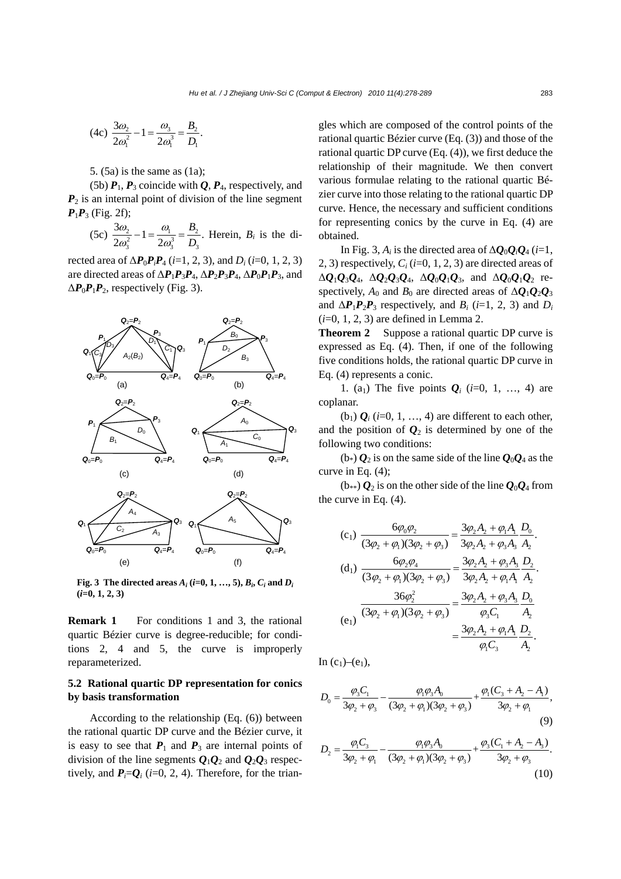(4c) $\dfrac{3\omega_2}{2\omega_1^2} - 1 = \dfrac{\omega_3}{2\omega_1^3} = \dfrac{B_2}{D_1}$.

5. (5a) is the same as (1a);

(5b) $\boldsymbol{P}_1$, $\boldsymbol{P}_3$ coincide with $\boldsymbol{Q}$, $\boldsymbol{P}_4$, respectively, and $\boldsymbol{P}_2$ is an internal point of division of the line segment $\boldsymbol{P}_1\boldsymbol{P}_3$ (Fig. 2f);

(5c) $\dfrac{3\omega_2}{2\omega_3^2} - 1 = \dfrac{\omega_1}{2\omega_3^3} = \dfrac{B_2}{D_3}$. Herein, $B_i$ is the directed area of $\Delta\boldsymbol{P}_0\boldsymbol{P}_i\boldsymbol{P}_4$ ($i$=1, 2, 3), and $D_i$ ($i$=0, 1, 2, 3) are directed areas of $\Delta\boldsymbol{P}_1\boldsymbol{P}_3\boldsymbol{P}_4$, $\Delta\boldsymbol{P}_2\boldsymbol{P}_3\boldsymbol{P}_4$, $\Delta\boldsymbol{P}_0\boldsymbol{P}_1\boldsymbol{P}_3$, and $\Delta\boldsymbol{P}_0\boldsymbol{P}_1\boldsymbol{P}_2$, respectively (Fig. 3).

**Fig. 3 The directed areas $A_i$ ($i$=0, 1, …, 5), $B_i$, $C_i$ and $D_i$ ($i$=0, 1, 2, 3)**

**Remark 1** For conditions 1 and 3, the rational quartic Bézier curve is degree-reducible; for conditions 2, 4 and 5, the curve is improperly reparameterized.

### 5.2 Rational quartic DP representation for conics by basis transformation

According to the relationship (Eq. (6)) between the rational quartic DP curve and the Bézier curve, it is easy to see that $\boldsymbol{P}_1$ and $\boldsymbol{P}_3$ are internal points of division of the line segments $\boldsymbol{Q}_1\boldsymbol{Q}_2$ and $\boldsymbol{Q}_2\boldsymbol{Q}_3$ respectively, and $\boldsymbol{P}_i$=$\boldsymbol{Q}_i$ ($i$=0, 2, 4). Therefore, for the triangles which are composed of the control points of the rational quartic Bézier curve (Eq. (3)) and those of the rational quartic DP curve (Eq. (4)), we first deduce the relationship of their magnitude. We then convert various formulae relating to the rational quartic Bézier curve into those relating to the rational quartic DP curve. Hence, the necessary and sufficient conditions for representing conics by the curve in Eq. (4) are obtained.

In Fig. 3, $A_i$ is the directed area of $\Delta\boldsymbol{Q}_0\boldsymbol{Q}_i\boldsymbol{Q}_4$ ($i$=1, 2, 3) respectively, $C_i$ ($i$=0, 1, 2, 3) are directed areas of $\Delta\boldsymbol{Q}_1\boldsymbol{Q}_3\boldsymbol{Q}_4$, $\Delta\boldsymbol{Q}_2\boldsymbol{Q}_3\boldsymbol{Q}_4$, $\Delta\boldsymbol{Q}_0\boldsymbol{Q}_1\boldsymbol{Q}_3$, and $\Delta\boldsymbol{Q}_0\boldsymbol{Q}_1\boldsymbol{Q}_2$ respectively, $A_0$ and $B_0$ are directed areas of $\Delta\boldsymbol{Q}_1\boldsymbol{Q}_2\boldsymbol{Q}_3$ and $\Delta\boldsymbol{P}_1\boldsymbol{P}_2\boldsymbol{P}_3$ respectively, and $B_i$ ($i$=1, 2, 3) and $D_i$ ($i$=0, 1, 2, 3) are defined in Lemma 2.

**Theorem 2** Suppose a rational quartic DP curve is expressed as Eq. (4). Then, if one of the following five conditions holds, the rational quartic DP curve in Eq. (4) represents a conic.

1. (a$_1$) The five points $\boldsymbol{Q}_i$ ($i$=0, 1, …, 4) are coplanar.

(b$_1$) $\boldsymbol{Q}_i$ ($i$=0, 1, …, 4) are different to each other, and the position of $\boldsymbol{Q}_2$ is determined by one of the following two conditions:

(b$_*$) $\boldsymbol{Q}_2$ is on the same side of the line $\boldsymbol{Q}_0\boldsymbol{Q}_4$ as the curve in Eq. (4);

(b$_{**}$) $\boldsymbol{Q}_2$ is on the other side of the line $\boldsymbol{Q}_0\boldsymbol{Q}_4$ from the curve in Eq. (4).

(c$_1$) $\dfrac{6\varphi_0\varphi_2}{(3\varphi_2+\varphi_1)(3\varphi_2+\varphi_3)} = \dfrac{3\varphi_2 A_2 + \varphi_1 A_1}{3\varphi_2 A_2 + \varphi_3 A_3}\dfrac{D_0}{A_2}$.

(d$_1$) $\dfrac{6\varphi_2\varphi_4}{(3\varphi_2+\varphi_1)(3\varphi_2+\varphi_3)} = \dfrac{3\varphi_2 A_2 + \varphi_3 A_3}{3\varphi_2 A_2 + \varphi_1 A_1}\dfrac{D_2}{A_2}$.

(e$_1$)
$$\frac{36\varphi_2^2}{(3\varphi_2+\varphi_1)(3\varphi_2+\varphi_3)} = \frac{3\varphi_2 A_2 + \varphi_3 A_3}{\varphi_3 C_1}\frac{D_0}{A_2} = \frac{3\varphi_2 A_2 + \varphi_1 A_1}{\varphi_1 C_3}\frac{D_2}{A_2}.$$

In (c$_1$)–(e$_1$),

$$D_0 = \frac{\varphi_3 C_1}{3\varphi_2+\varphi_3} - \frac{\varphi_1\varphi_3 A_0}{(3\varphi_2+\varphi_1)(3\varphi_2+\varphi_3)} + \frac{\varphi_1(C_3 + A_2 - A_1)}{3\varphi_2+\varphi_1}, \tag{9}$$

$$D_2 = \frac{\varphi_1 C_3}{3\varphi_2+\varphi_1} - \frac{\varphi_1\varphi_3 A_0}{(3\varphi_2+\varphi_1)(3\varphi_2+\varphi_3)} + \frac{\varphi_3(C_1 + A_2 - A_3)}{3\varphi_2+\varphi_3}. \tag{10}$$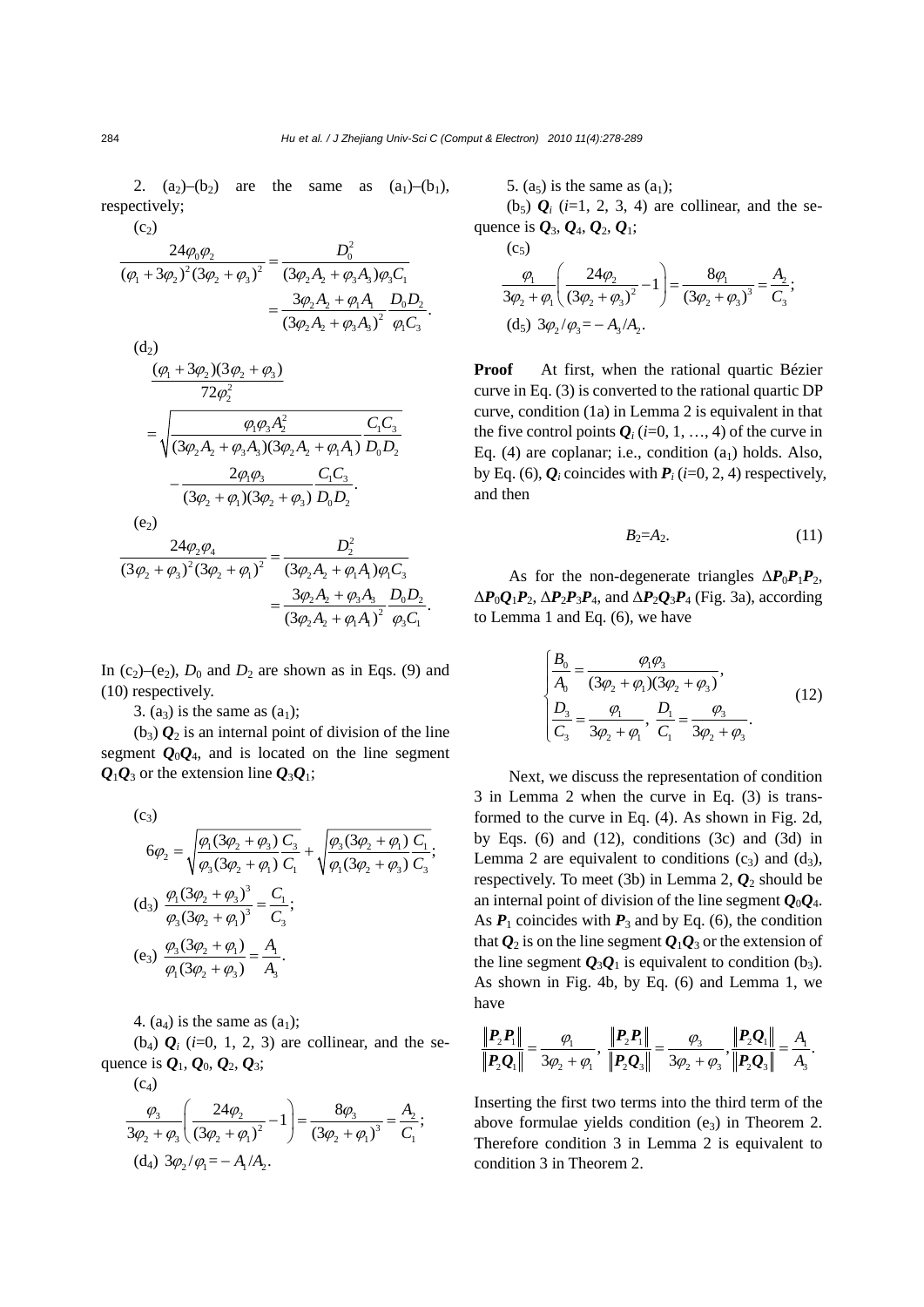2. $(a_2)$–$(b_2)$ are the same as $(a_1)$–$(b_1)$, respectively;

$(c_2)$

$$\frac{24\varphi_0\varphi_2}{(\varphi_1+3\varphi_2)^2(3\varphi_2+\varphi_3)^2}=\frac{D_0^2}{(3\varphi_2A_2+\varphi_3A_3)\varphi_3C_1}$$
$$=\frac{3\varphi_2A_2+\varphi_1A_1}{(3\varphi_2A_2+\varphi_3A_3)^2}\frac{D_0D_2}{\varphi_1C_3}.$$

$(d_2)$

$$\frac{(\varphi_1+3\varphi_2)(3\varphi_2+\varphi_3)}{72\varphi_2^2}$$
$$=\sqrt{\frac{\varphi_1\varphi_3A_2^2}{(3\varphi_2A_2+\varphi_3A_3)(3\varphi_2A_2+\varphi_1A_1)}\frac{C_1C_3}{D_0D_2}-\frac{2\varphi_1\varphi_3}{(3\varphi_2+\varphi_1)(3\varphi_2+\varphi_3)}\frac{C_1C_3}{D_0D_2}}.$$

$(e_2)$

$$\frac{24\varphi_2\varphi_4}{(3\varphi_2+\varphi_3)^2(3\varphi_2+\varphi_1)^2}=\frac{D_2^2}{(3\varphi_2A_2+\varphi_1A_1)\varphi_1C_3}$$
$$=\frac{3\varphi_2A_2+\varphi_3A_3}{(3\varphi_2A_2+\varphi_1A_1)^2}\frac{D_0D_2}{\varphi_3C_1}.$$

In $(c_2)$–$(e_2)$, $D_0$ and $D_2$ are shown as in Eqs. (9) and (10) respectively.

3. $(a_3)$ is the same as $(a_1)$;

$(b_3)$ $\boldsymbol{Q}_2$ is an internal point of division of the line segment $\boldsymbol{Q}_0\boldsymbol{Q}_4$, and is located on the line segment $\boldsymbol{Q}_1\boldsymbol{Q}_3$ or the extension line $\boldsymbol{Q}_3\boldsymbol{Q}_1$;

$(c_3)$

$$6\varphi_2=\sqrt{\frac{\varphi_1(3\varphi_2+\varphi_3)}{\varphi_3(3\varphi_2+\varphi_1)}\frac{C_3}{C_1}}+\sqrt{\frac{\varphi_3(3\varphi_2+\varphi_1)}{\varphi_1(3\varphi_2+\varphi_3)}\frac{C_1}{C_3}};$$

$(d_3)$ $\dfrac{\varphi_1(3\varphi_2+\varphi_3)^3}{\varphi_3(3\varphi_2+\varphi_1)^3}=\dfrac{C_1}{C_3}$;

$(e_3)$ $\dfrac{\varphi_3(3\varphi_2+\varphi_1)}{\varphi_1(3\varphi_2+\varphi_3)}=\dfrac{A_1}{A_3}$.

4. $(a_4)$ is the same as $(a_1)$;

$(b_4)$ $\boldsymbol{Q}_i$ $(i=0, 1, 2, 3)$ are collinear, and the sequence is $\boldsymbol{Q}_1$, $\boldsymbol{Q}_0$, $\boldsymbol{Q}_2$, $\boldsymbol{Q}_3$;

$(c_4)$

$$\frac{\varphi_3}{3\varphi_2+\varphi_3}\left(\frac{24\varphi_2}{(3\varphi_2+\varphi_1)^2}-1\right)=\frac{8\varphi_3}{(3\varphi_2+\varphi_1)^3}=\frac{A_2}{C_1};$$

$(d_4)$ $3\varphi_2/\varphi_1=-A_1/A_2$.

5. $(a_5)$ is the same as $(a_1)$;

$(b_5)$ $\boldsymbol{Q}_i$ $(i=1, 2, 3, 4)$ are collinear, and the sequence is $\boldsymbol{Q}_3$, $\boldsymbol{Q}_4$, $\boldsymbol{Q}_2$, $\boldsymbol{Q}_1$;

$(c_5)$

$$\frac{\varphi_1}{3\varphi_2+\varphi_1}\left(\frac{24\varphi_2}{(3\varphi_2+\varphi_3)^2}-1\right)=\frac{8\varphi_1}{(3\varphi_2+\varphi_3)^3}=\frac{A_2}{C_3};$$

$(d_5)$ $3\varphi_2/\varphi_3=-A_3/A_2$.

**Proof** At first, when the rational quartic Bézier curve in Eq. (3) is converted to the rational quartic DP curve, condition (1a) in Lemma 2 is equivalent in that the five control points $\boldsymbol{Q}_i$ $(i=0, 1, \ldots, 4)$ of the curve in Eq. (4) are coplanar; i.e., condition $(a_1)$ holds. Also, by Eq. (6), $\boldsymbol{Q}_i$ coincides with $\boldsymbol{P}_i$ $(i=0, 2, 4)$ respectively, and then

$$B_2=A_2. \tag{11}$$

As for the non-degenerate triangles $\Delta\boldsymbol{P}_0\boldsymbol{P}_1\boldsymbol{P}_2$, $\Delta\boldsymbol{P}_0\boldsymbol{Q}_1\boldsymbol{P}_2$, $\Delta\boldsymbol{P}_2\boldsymbol{P}_3\boldsymbol{P}_4$, and $\Delta\boldsymbol{P}_2\boldsymbol{Q}_3\boldsymbol{P}_4$ (Fig. 3a), according to Lemma 1 and Eq. (6), we have

$$\begin{cases}\dfrac{B_0}{A_0}=\dfrac{\varphi_1\varphi_3}{(3\varphi_2+\varphi_1)(3\varphi_2+\varphi_3)},\\[2ex] \dfrac{D_3}{C_3}=\dfrac{\varphi_1}{3\varphi_2+\varphi_1},\ \dfrac{D_1}{C_1}=\dfrac{\varphi_3}{3\varphi_2+\varphi_3}.\end{cases} \tag{12}$$

Next, we discuss the representation of condition 3 in Lemma 2 when the curve in Eq. (3) is transformed to the curve in Eq. (4). As shown in Fig. 2d, by Eqs. (6) and (12), conditions (3c) and (3d) in Lemma 2 are equivalent to conditions $(c_3)$ and $(d_3)$, respectively. To meet (3b) in Lemma 2, $\boldsymbol{Q}_2$ should be an internal point of division of the line segment $\boldsymbol{Q}_0\boldsymbol{Q}_4$. As $\boldsymbol{P}_1$ coincides with $\boldsymbol{P}_3$ and by Eq. (6), the condition that $\boldsymbol{Q}_2$ is on the line segment $\boldsymbol{Q}_1\boldsymbol{Q}_3$ or the extension of the line segment $\boldsymbol{Q}_3\boldsymbol{Q}_1$ is equivalent to condition $(b_3)$. As shown in Fig. 4b, by Eq. (6) and Lemma 1, we have

$$\frac{\|\boldsymbol{P}_2\boldsymbol{P}_1\|}{\|\boldsymbol{P}_2\boldsymbol{Q}_1\|}=\frac{\varphi_1}{3\varphi_2+\varphi_1},\ \frac{\|\boldsymbol{P}_2\boldsymbol{P}_1\|}{\|\boldsymbol{P}_2\boldsymbol{Q}_3\|}=\frac{\varphi_3}{3\varphi_2+\varphi_3},\frac{\|\boldsymbol{P}_2\boldsymbol{Q}_1\|}{\|\boldsymbol{P}_2\boldsymbol{Q}_3\|}=\frac{A_1}{A_3}.$$

Inserting the first two terms into the third term of the above formulae yields condition $(e_3)$ in Theorem 2. Therefore condition 3 in Lemma 2 is equivalent to condition 3 in Theorem 2.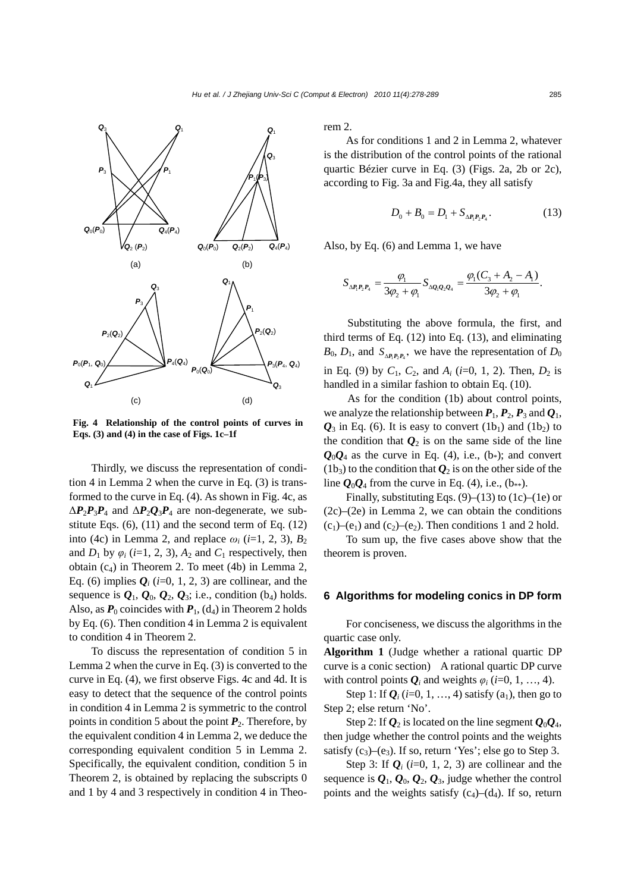Fig. 4 Relationship of the control points of curves in Eqs. (3) and (4) in the case of Figs. 1c–1f

Thirdly, we discuss the representation of condition 4 in Lemma 2 when the curve in Eq. (3) is transformed to the curve in Eq. (4). As shown in Fig. 4c, as $\Delta P_2P_3P_4$ and $\Delta P_2Q_3P_4$ are non-degenerate, we substitute Eqs. (6), (11) and the second term of Eq. (12) into (4c) in Lemma 2, and replace $\omega_i$ ($i$=1, 2, 3), $B_2$ and $D_1$ by $\varphi_i$ ($i$=1, 2, 3), $A_2$ and $C_1$ respectively, then obtain ($c_4$) in Theorem 2. To meet (4b) in Lemma 2, Eq. (6) implies $Q_i$ ($i$=0, 1, 2, 3) are collinear, and the sequence is $Q_1$, $Q_0$, $Q_2$, $Q_3$; i.e., condition ($b_4$) holds. Also, as $P_0$ coincides with $P_1$, ($d_4$) in Theorem 2 holds by Eq. (6). Then condition 4 in Lemma 2 is equivalent to condition 4 in Theorem 2.

To discuss the representation of condition 5 in Lemma 2 when the curve in Eq. (3) is converted to the curve in Eq. (4), we first observe Figs. 4c and 4d. It is easy to detect that the sequence of the control points in condition 4 in Lemma 2 is symmetric to the control points in condition 5 about the point $P_2$. Therefore, by the equivalent condition 4 in Lemma 2, we deduce the corresponding equivalent condition 5 in Lemma 2. Specifically, the equivalent condition, condition 5 in Theorem 2, is obtained by replacing the subscripts 0 and 1 by 4 and 3 respectively in condition 4 in Theorem 2.

As for conditions 1 and 2 in Lemma 2, whatever is the distribution of the control points of the rational quartic Bézier curve in Eq. (3) (Figs. 2a, 2b or 2c), according to Fig. 3a and Fig.4a, they all satisfy

$$D_0 + B_0 = D_1 + S_{\Delta P_1P_2P_4}. \tag{13}$$

Also, by Eq. (6) and Lemma 1, we have

$$S_{\Delta P_1P_2P_4} = \frac{\varphi_1}{3\varphi_2 + \varphi_1} S_{\Delta Q_1Q_2Q_4} = \frac{\varphi_1(C_3 + A_2 - A_1)}{3\varphi_2 + \varphi_1}.$$

Substituting the above formula, the first, and third terms of Eq. (12) into Eq. (13), and eliminating $B_0$, $D_1$, and $S_{\Delta P_1P_2P_4}$, we have the representation of $D_0$ in Eq. (9) by $C_1$, $C_2$, and $A_i$ ($i$=0, 1, 2). Then, $D_2$ is handled in a similar fashion to obtain Eq. (10).

As for the condition (1b) about control points, we analyze the relationship between $P_1$, $P_2$, $P_3$ and $Q_1$, $Q_3$ in Eq. (6). It is easy to convert ($1b_1$) and ($1b_2$) to the condition that $Q_2$ is on the same side of the line $Q_0Q_4$ as the curve in Eq. (4), i.e., ($b_*$); and convert ($1b_3$) to the condition that $Q_2$ is on the other side of the line $Q_0Q_4$ from the curve in Eq. (4), i.e., ($b_{**}$).

Finally, substituting Eqs. (9)–(13) to (1c)–(1e) or (2c)–(2e) in Lemma 2, we can obtain the conditions ($c_1$)–($e_1$) and ($c_2$)–($e_2$). Then conditions 1 and 2 hold.

To sum up, the five cases above show that the theorem is proven.

## 6 Algorithms for modeling conics in DP form

For conciseness, we discuss the algorithms in the quartic case only.

**Algorithm 1** (Judge whether a rational quartic DP curve is a conic section) A rational quartic DP curve with control points $Q_i$ and weights $\varphi_i$ ($i$=0, 1, …, 4).

Step 1: If $Q_i$ ($i$=0, 1, …, 4) satisfy ($a_1$), then go to Step 2; else return 'No'.

Step 2: If $Q_2$ is located on the line segment $Q_0Q_4$, then judge whether the control points and the weights satisfy ($c_3$)–($e_3$). If so, return 'Yes'; else go to Step 3.

Step 3: If $Q_i$ ($i$=0, 1, 2, 3) are collinear and the sequence is $Q_1$, $Q_0$, $Q_2$, $Q_3$, judge whether the control points and the weights satisfy ($c_4$)–($d_4$). If so, return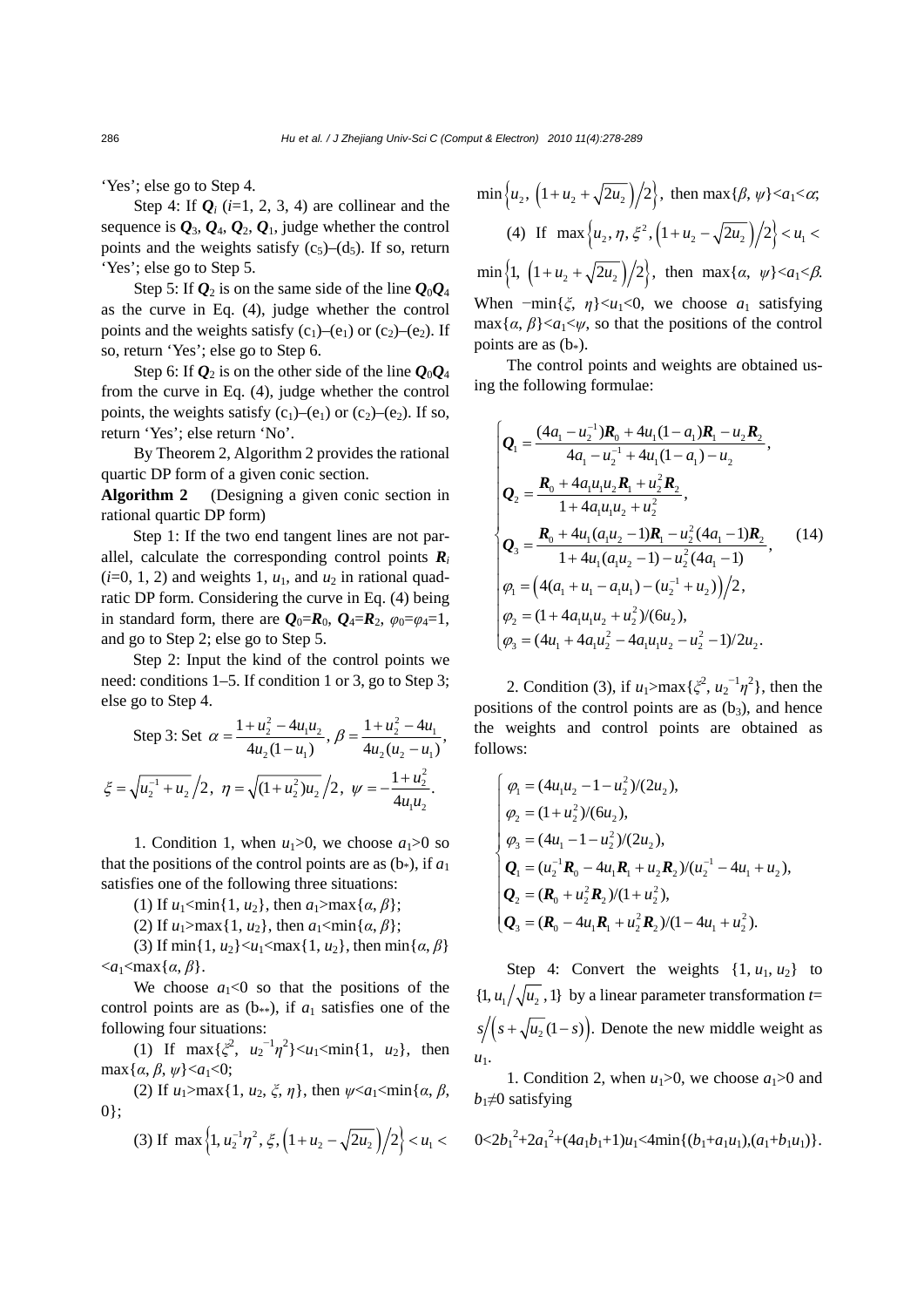'Yes'; else go to Step 4.

Step 4: If $\boldsymbol{Q}_i$ ($i$=1, 2, 3, 4) are collinear and the sequence is $\boldsymbol{Q}_3$, $\boldsymbol{Q}_4$, $\boldsymbol{Q}_2$, $\boldsymbol{Q}_1$, judge whether the control points and the weights satisfy ($c_5$)–($d_5$). If so, return 'Yes'; else go to Step 5.

Step 5: If $\boldsymbol{Q}_2$ is on the same side of the line $\boldsymbol{Q}_0\boldsymbol{Q}_4$ as the curve in Eq. (4), judge whether the control points and the weights satisfy ($c_1$)–($e_1$) or ($c_2$)–($e_2$). If so, return 'Yes'; else go to Step 6.

Step 6: If $\boldsymbol{Q}_2$ is on the other side of the line $\boldsymbol{Q}_0\boldsymbol{Q}_4$ from the curve in Eq. (4), judge whether the control points, the weights satisfy ($c_1$)–($e_1$) or ($c_2$)–($e_2$). If so, return 'Yes'; else return 'No'.

By Theorem 2, Algorithm 2 provides the rational quartic DP form of a given conic section.

**Algorithm 2** (Designing a given conic section in rational quartic DP form)

Step 1: If the two end tangent lines are not parallel, calculate the corresponding control points $\boldsymbol{R}_i$ ($i$=0, 1, 2) and weights 1, $u_1$, and $u_2$ in rational quadratic DP form. Considering the curve in Eq. (4) being in standard form, there are $\boldsymbol{Q}_0=\boldsymbol{R}_0$, $\boldsymbol{Q}_4=\boldsymbol{R}_2$, $\varphi_0=\varphi_4=1$, and go to Step 2; else go to Step 5.

Step 2: Input the kind of the control points we need: conditions 1–5. If condition 1 or 3, go to Step 3; else go to Step 4.

Step 3: Set $\alpha=\dfrac{1+u_2^2-4u_1u_2}{4u_2(1-u_1)}$, $\beta=\dfrac{1+u_2^2-4u_1}{4u_2(u_2-u_1)}$,

$\xi=\sqrt{u_2^{-1}+u_2}\Big/2$, $\eta=\sqrt{(1+u_2^2)u_2}\Big/2$, $\psi=-\dfrac{1+u_2^2}{4u_1u_2}$.

1. Condition 1, when $u_1$>0, we choose $a_1$>0 so that the positions of the control points are as ($b_*$), if $a_1$ satisfies one of the following three situations:

(1) If $u_1<\min\{1, u_2\}$, then $a_1>\max\{\alpha, \beta\}$;

(2) If $u_1>\max\{1, u_2\}$, then $a_1<\min\{\alpha, \beta\}$;

(3) If $\min\{1, u_2\}<u_1<\max\{1, u_2\}$, then $\min\{\alpha, \beta\}<a_1<\max\{\alpha, \beta\}$.

We choose $a_1$<0 so that the positions of the control points are as ($b_{**}$), if $a_1$ satisfies one of the following four situations:

(1) If $\max\{\xi^2, u_2^{-1}\eta^2\}<u_1<\min\{1, u_2\}$, then $\max\{\alpha, \beta, \psi\}<a_1<0$;

(2) If $u_1>\max\{1, u_2, \xi, \eta\}$, then $\psi<a_1<\min\{\alpha, \beta, 0\}$;

(3) If $\max\left\{1, u_2^{-1}\eta^2, \xi, \left(1+u_2-\sqrt{2u_2}\right)\Big/2\right\}<u_1<\min\left\{u_2, \left(1+u_2+\sqrt{2u_2}\right)\Big/2\right\}$, then $\max\{\beta, \psi\}<a_1<\alpha$;

(4) If $\max\left\{u_2, \eta, \xi^2, \left(1+u_2-\sqrt{2u_2}\right)\Big/2\right\}<u_1<\min\left\{1, \left(1+u_2+\sqrt{2u_2}\right)\Big/2\right\}$, then $\max\{\alpha, \psi\}<a_1<\beta$.

When $-\min\{\xi, \eta\}<u_1<0$, we choose $a_1$ satisfying $\max\{\alpha, \beta\}<a_1<\psi$, so that the positions of the control points are as ($b_*$).

The control points and weights are obtained using the following formulae:

$$\begin{cases}\boldsymbol{Q}_1=\dfrac{(4a_1-u_2^{-1})\boldsymbol{R}_0+4u_1(1-a_1)\boldsymbol{R}_1-u_2\boldsymbol{R}_2}{4a_1-u_2^{-1}+4u_1(1-a_1)-u_2},\\ \boldsymbol{Q}_2=\dfrac{\boldsymbol{R}_0+4a_1u_1u_2\boldsymbol{R}_1+u_2^2\boldsymbol{R}_2}{1+4a_1u_1u_2+u_2^2},\\ \boldsymbol{Q}_3=\dfrac{\boldsymbol{R}_0+4u_1(a_1u_2-1)\boldsymbol{R}_1-u_2^2(4a_1-1)\boldsymbol{R}_2}{1+4u_1(a_1u_2-1)-u_2^2(4a_1-1)},\\ \varphi_1=\left(4(a_1+u_1-a_1u_1)-(u_2^{-1}+u_2)\right)\Big/2,\\ \varphi_2=(1+4a_1u_1u_2+u_2^2)/(6u_2),\\ \varphi_3=(4u_1+4a_1u_2^2-4a_1u_1u_2-u_2^2-1)/2u_2.\end{cases}\tag{14}$$

2. Condition (3), if $u_1>\max\{\xi^2, u_2^{-1}\eta^2\}$, then the positions of the control points are as ($b_3$), and hence the weights and control points are obtained as follows:

$$\begin{cases}\varphi_1=(4u_1u_2-1-u_2^2)/(2u_2),\\ \varphi_2=(1+u_2^2)/(6u_2),\\ \varphi_3=(4u_1-1-u_2^2)/(2u_2),\\ \boldsymbol{Q}_1=(u_2^{-1}\boldsymbol{R}_0-4u_1\boldsymbol{R}_1+u_2\boldsymbol{R}_2)/(u_2^{-1}-4u_1+u_2),\\ \boldsymbol{Q}_2=(\boldsymbol{R}_0+u_2^2\boldsymbol{R}_2)/(1+u_2^2),\\ \boldsymbol{Q}_3=(\boldsymbol{R}_0-4u_1\boldsymbol{R}_1+u_2^2\boldsymbol{R}_2)/(1-4u_1+u_2^2).\end{cases}$$

Step 4: Convert the weights $\{1, u_1, u_2\}$ to $\{1, u_1\big/\sqrt{u_2}, 1\}$ by a linear parameter transformation $t=s\Big/\left(s+\sqrt{u_2}(1-s)\right)$. Denote the new middle weight as $u_1$.

1. Condition 2, when $u_1$>0, we choose $a_1$>0 and $b_1\neq0$ satisfying

$0<2b_1^2+2a_1^2+(4a_1b_1+1)u_1<4\min\{(b_1+a_1u_1),(a_1+b_1u_1)\}$.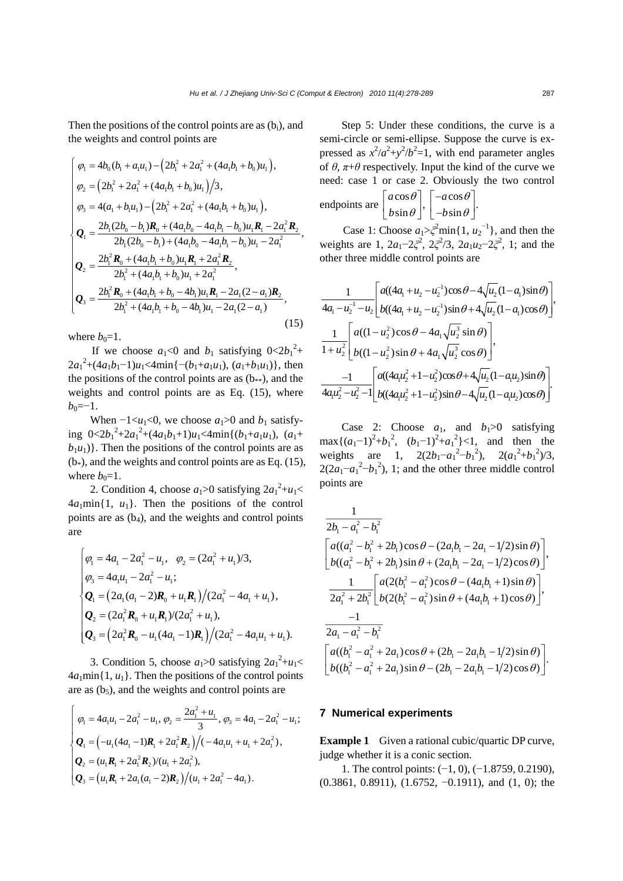Then the positions of the control points are as ($b_i$), and the weights and control points are

$$
\begin{cases}
\varphi_1 = 4b_0(b_1 + a_1u_1) - \left(2b_1^2 + 2a_1^2 + (4a_1b_1 + b_0)u_1\right), \\
\varphi_2 = \left(2b_1^2 + 2a_1^2 + (4a_1b_1 + b_0)u_1\right)\big/3, \\
\varphi_3 = 4(a_1 + b_1u_1) - \left(2b_1^2 + 2a_1^2 + (4a_1b_1 + b_0)u_1\right), \\
\boldsymbol{Q}_1 = \dfrac{2b_1(2b_0 - b_1)\boldsymbol{R}_0 + (4a_1b_0 - 4a_1b_1 - b_0)u_1\boldsymbol{R}_1 - 2a_1^2\boldsymbol{R}_2}{2b_1(2b_0 - b_1) + (4a_1b_0 - 4a_1b_1 - b_0)u_1 - 2a_1^2}, \\
\boldsymbol{Q}_2 = \dfrac{2b_1^2\boldsymbol{R}_0 + (4a_1b_1 + b_0)u_1\boldsymbol{R}_1 + 2a_1^2\boldsymbol{R}_2}{2b_1^2 + (4a_1b_1 + b_0)u_1 + 2a_1^2}, \\
\boldsymbol{Q}_3 = \dfrac{2b_1^2\boldsymbol{R}_0 + (4a_1b_1 + b_0 - 4b_1)u_1\boldsymbol{R}_1 - 2a_1(2 - a_1)\boldsymbol{R}_2}{2b_1^2 + (4a_1b_1 + b_0 - 4b_1)u_1 - 2a_1(2 - a_1)},
\end{cases}
\tag{15}
$$

where $b_0=1$.

If we choose $a_1<0$ and $b_1$ satisfying $0<2b_1^2+2a_1^2+(4a_1b_1-1)u_1<4\min\{-(b_1+a_1u_1), (a_1+b_1u_1)\}$, then the positions of the control points are as ($b_{**}$), and the weights and control points are as Eq. (15), where $b_0=-1$.

When $-1<u_1<0$, we choose $a_1>0$ and $b_1$ satisfying $0<2b_1^2+2a_1^2+(4a_1b_1+1)u_1<4\min\{(b_1+a_1u_1), (a_1+b_1u_1)\}$. Then the positions of the control points are as ($b_*$), and the weights and control points are as Eq. (15), where $b_0=1$.

2. Condition 4, choose $a_1>0$ satisfying $2a_1^2+u_1<4a_1\min\{1, u_1\}$. Then the positions of the control points are as ($b_4$), and the weights and control points are

$$
\begin{cases}
\varphi_1 = 4a_1 - 2a_1^2 - u_1, \quad \varphi_2 = (2a_1^2 + u_1)/3, \\
\varphi_3 = 4a_1u_1 - 2a_1^2 - u_1; \\
\boldsymbol{Q}_1 = \left(2a_1(a_1 - 2)\boldsymbol{R}_0 + u_1\boldsymbol{R}_1\right)\big/(2a_1^2 - 4a_1 + u_1), \\
\boldsymbol{Q}_2 = (2a_1^2\boldsymbol{R}_0 + u_1\boldsymbol{R}_1)/(2a_1^2 + u_1), \\
\boldsymbol{Q}_3 = \left(2a_1^2\boldsymbol{R}_0 - u_1(4a_1 - 1)\boldsymbol{R}_1\right)\big/(2a_1^2 - 4a_1u_1 + u_1).
\end{cases}
$$

3. Condition 5, choose $a_1>0$ satisfying $2a_1^2+u_1<4a_1\min\{1, u_1\}$. Then the positions of the control points are as ($b_5$), and the weights and control points are

$$
\begin{cases}
\varphi_1 = 4a_1u_1 - 2a_1^2 - u_1, \varphi_2 = \dfrac{2a_1^2 + u_1}{3}, \varphi_3 = 4a_1 - 2a_1^2 - u_1; \\
\boldsymbol{Q}_1 = \left(-u_1(4a_1 - 1)\boldsymbol{R}_1 + 2a_1^2\boldsymbol{R}_2\right)\big/\left(-4a_1u_1 + u_1 + 2a_1^2\right), \\
\boldsymbol{Q}_2 = (u_1\boldsymbol{R}_1 + 2a_1^2\boldsymbol{R}_2)/(u_1 + 2a_1^2), \\
\boldsymbol{Q}_3 = \left(u_1\boldsymbol{R}_1 + 2a_1(a_1 - 2)\boldsymbol{R}_2\right)\big/(u_1 + 2a_1^2 - 4a_1).
\end{cases}
$$

Step 5: Under these conditions, the curve is a semi-circle or semi-ellipse. Suppose the curve is expressed as $x^2/a^2+y^2/b^2=1$, with end parameter angles of $\theta$, $\pi+\theta$ respectively. Input the kind of the curve we need: case 1 or case 2. Obviously the two control endpoints are $\begin{bmatrix} a\cos\theta \\ b\sin\theta \end{bmatrix}$, $\begin{bmatrix} -a\cos\theta \\ -b\sin\theta \end{bmatrix}$.

Case 1: Choose $a_1>\xi^2\min\{1, u_2^{-1}\}$, and then the weights are 1, $2a_1-2\xi^2$, $2\xi^2/3$, $2a_1u_2-2\xi^2$, 1; and the other three middle control points are

$$
\frac{1}{4a_1 - u_2^{-1} - u_2}\begin{bmatrix} a((4a_1 + u_2 - u_2^{-1})\cos\theta - 4\sqrt{u_2}(1 - a_1)\sin\theta) \\ b((4a_1 + u_2 - u_2^{-1})\sin\theta + 4\sqrt{u_2}(1 - a_1)\cos\theta) \end{bmatrix},
$$

$$
\frac{1}{1 + u_2^2}\begin{bmatrix} a((1 - u_2^2)\cos\theta - 4a_1\sqrt{u_2^3}\sin\theta) \\ b((1 - u_2^2)\sin\theta + 4a_1\sqrt{u_2^3}\cos\theta) \end{bmatrix},
$$

$$
\frac{-1}{4a_1u_2^2 - u_2^2 - 1}\begin{bmatrix} a((4a_1u_2^2 + 1 - u_2^2)\cos\theta + 4\sqrt{u_2}(1 - a_1u_2)\sin\theta) \\ b((4a_1u_2^2 + 1 - u_2^2)\sin\theta - 4\sqrt{u_2}(1 - a_1u_2)\cos\theta) \end{bmatrix}.
$$

Case 2: Choose $a_1$, and $b_1>0$ satisfying $\max\{(a_1-1)^2+b_1^2, (b_1-1)^2+a_1^2\}<1$, and then the weights are 1, $2(2b_1-a_1^2-b_1^2)$, $2(a_1^2+b_1^2)/3$, $2(2a_1-a_1^2-b_1^2)$, 1; and the other three middle control points are

$$
\frac{1}{2b_1 - a_1^2 - b_1^2}\begin{bmatrix} a((a_1^2 - b_1^2 + 2b_1)\cos\theta - (2a_1b_1 - 2a_1 - 1/2)\sin\theta) \\ b((a_1^2 - b_1^2 + 2b_1)\sin\theta + (2a_1b_1 - 2a_1 - 1/2)\cos\theta) \end{bmatrix},
$$

$$
\frac{1}{2a_1^2 + 2b_1^2}\begin{bmatrix} a(2(b_1^2 - a_1^2)\cos\theta - (4a_1b_1 + 1)\sin\theta) \\ b(2(b_1^2 - a_1^2)\sin\theta + (4a_1b_1 + 1)\cos\theta) \end{bmatrix},
$$

$$
\frac{-1}{2a_1 - a_1^2 - b_1^2}\begin{bmatrix} a((b_1^2 - a_1^2 + 2a_1)\cos\theta + (2b_1 - 2a_1b_1 - 1/2)\sin\theta) \\ b((b_1^2 - a_1^2 + 2a_1)\sin\theta - (2b_1 - 2a_1b_1 - 1/2)\cos\theta) \end{bmatrix}.
$$

## 7 Numerical experiments

**Example 1** Given a rational cubic/quartic DP curve, judge whether it is a conic section.

1. The control points: $(-1, 0)$, $(-1.8759, 0.2190)$, $(0.3861, 0.8911)$, $(1.6752, -0.1911)$, and $(1, 0)$; the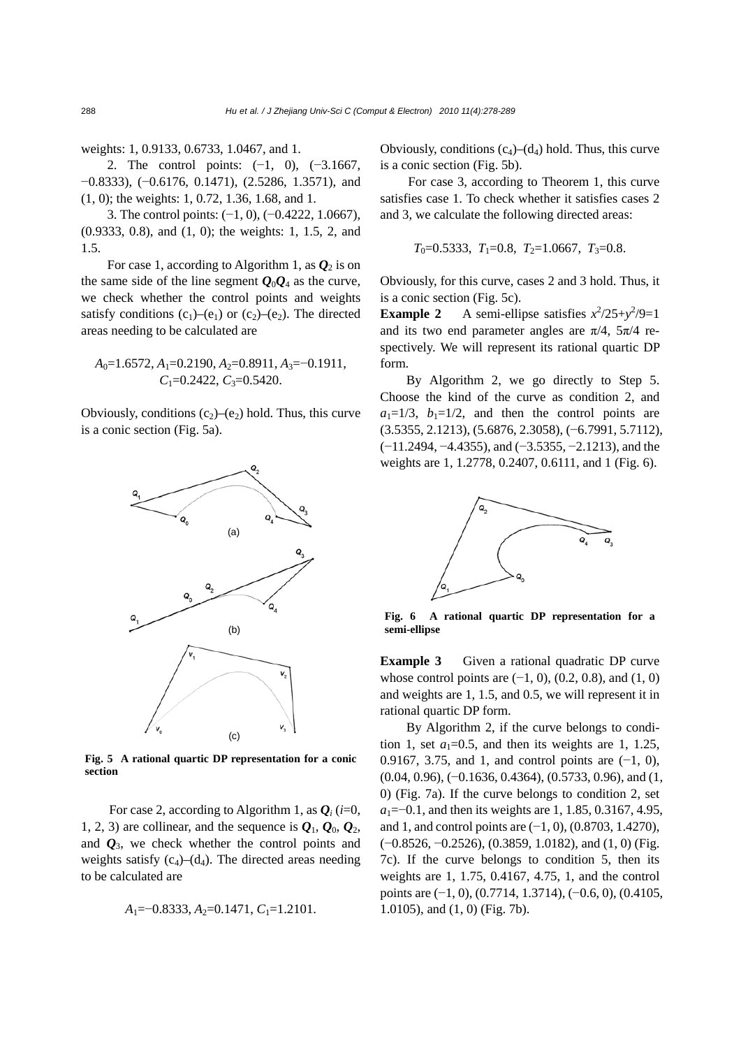weights: 1, 0.9133, 0.6733, 1.0467, and 1.

2. The control points: (−1, 0), (−3.1667, −0.8333), (−0.6176, 0.1471), (2.5286, 1.3571), and (1, 0); the weights: 1, 0.72, 1.36, 1.68, and 1.

3. The control points: (−1, 0), (−0.4222, 1.0667), (0.9333, 0.8), and (1, 0); the weights: 1, 1.5, 2, and 1.5.

For case 1, according to Algorithm 1, as $\boldsymbol{Q}_2$ is on the same side of the line segment $\boldsymbol{Q}_0\boldsymbol{Q}_4$ as the curve, we check whether the control points and weights satisfy conditions $(c_1)$–$(e_1)$ or $(c_2)$–$(e_2)$. The directed areas needing to be calculated are

$$A_0=1.6572,\ A_1=0.2190,\ A_2=0.8911,\ A_3=-0.1911,\ C_1=0.2422,\ C_3=0.5420.$$

Obviously, conditions $(c_2)$–$(e_2)$ hold. Thus, this curve is a conic section (Fig. 5a).

**Fig. 5 A rational quartic DP representation for a conic section**

For case 2, according to Algorithm 1, as $\boldsymbol{Q}_i$ ($i$=0, 1, 2, 3) are collinear, and the sequence is $\boldsymbol{Q}_1$, $\boldsymbol{Q}_0$, $\boldsymbol{Q}_2$, and $\boldsymbol{Q}_3$, we check whether the control points and weights satisfy $(c_4)$–$(d_4)$. The directed areas needing to be calculated are

$$A_1=-0.8333,\ A_2=0.1471,\ C_1=1.2101.$$

Obviously, conditions $(c_4)$–$(d_4)$ hold. Thus, this curve is a conic section (Fig. 5b).

For case 3, according to Theorem 1, this curve satisfies case 1. To check whether it satisfies cases 2 and 3, we calculate the following directed areas:

$$T_0=0.5333,\ T_1=0.8,\ T_2=1.0667,\ T_3=0.8.$$

Obviously, for this curve, cases 2 and 3 hold. Thus, it is a conic section (Fig. 5c).

**Example 2** A semi-ellipse satisfies $x^2/25+y^2/9=1$ and its two end parameter angles are $\pi/4$, $5\pi/4$ respectively. We will represent its rational quartic DP form.

By Algorithm 2, we go directly to Step 5. Choose the kind of the curve as condition 2, and $a_1$=1/3, $b_1$=1/2, and then the control points are (3.5355, 2.1213), (5.6876, 2.3058), (−6.7991, 5.7112), (−11.2494, −4.4355), and (−3.5355, −2.1213), and the weights are 1, 1.2778, 0.2407, 0.6111, and 1 (Fig. 6).

**Fig. 6 A rational quartic DP representation for a semi-ellipse**

**Example 3** Given a rational quadratic DP curve whose control points are (−1, 0), (0.2, 0.8), and (1, 0) and weights are 1, 1.5, and 0.5, we will represent it in rational quartic DP form.

By Algorithm 2, if the curve belongs to condition 1, set $a_1$=0.5, and then its weights are 1, 1.25, 0.9167, 3.75, and 1, and control points are (−1, 0), (0.04, 0.96), (−0.1636, 0.4364), (0.5733, 0.96), and (1, 0) (Fig. 7a). If the curve belongs to condition 2, set $a_1$=−0.1, and then its weights are 1, 1.85, 0.3167, 4.95, and 1, and control points are (−1, 0), (0.8703, 1.4270), (−0.8526, −0.2526), (0.3859, 1.0182), and (1, 0) (Fig. 7c). If the curve belongs to condition 5, then its weights are 1, 1.75, 0.4167, 4.75, 1, and the control points are (−1, 0), (0.7714, 1.3714), (−0.6, 0), (0.4105, 1.0105), and (1, 0) (Fig. 7b).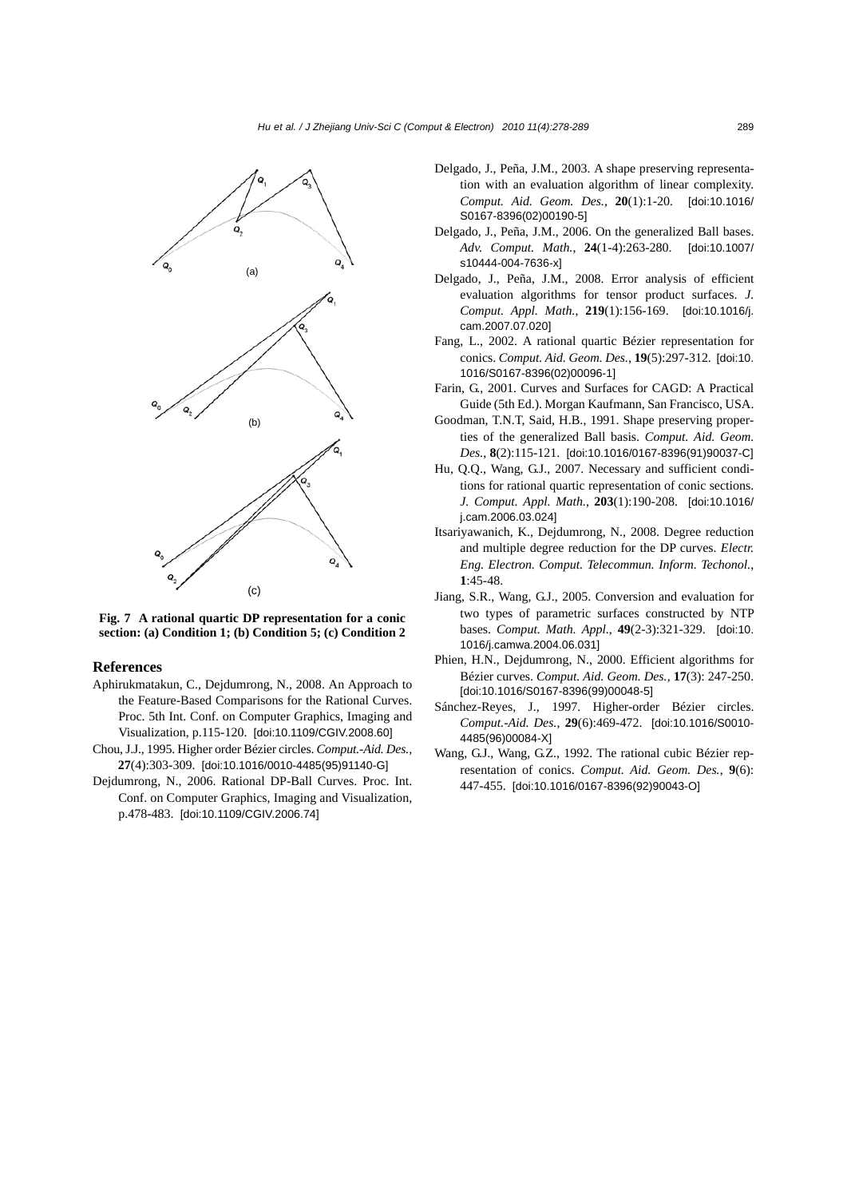$Q_0$ $Q_1$ $Q_2$ $Q_3$ $Q_4$

(a)

$Q_0$ $Q_1$ $Q_2$ $Q_3$ $Q_4$

(b)

$Q_0$ $Q_1$ $Q_2$ $Q_3$ $Q_4$

(c)

**Fig. 7 A rational quartic DP representation for a conic section: (a) Condition 1; (b) Condition 5; (c) Condition 2**

## References

Aphirukmatakun, C., Dejdumrong, N., 2008. An Approach to the Feature-Based Comparisons for the Rational Curves. Proc. 5th Int. Conf. on Computer Graphics, Imaging and Visualization, p.115-120. [doi:10.1109/CGIV.2008.60]

Chou, J.J., 1995. Higher order Bézier circles. *Comput.-Aid. Des.*, **27**(4):303-309. [doi:10.1016/0010-4485(95)91140-G]

Dejdumrong, N., 2006. Rational DP-Ball Curves. Proc. Int. Conf. on Computer Graphics, Imaging and Visualization, p.478-483. [doi:10.1109/CGIV.2006.74]

Delgado, J., Peña, J.M., 2003. A shape preserving representation with an evaluation algorithm of linear complexity. *Comput. Aid. Geom. Des.*, **20**(1):1-20. [doi:10.1016/S0167-8396(02)00190-5]

Delgado, J., Peña, J.M., 2006. On the generalized Ball bases. *Adv. Comput. Math.*, **24**(1-4):263-280. [doi:10.1007/s10444-004-7636-x]

Delgado, J., Peña, J.M., 2008. Error analysis of efficient evaluation algorithms for tensor product surfaces. *J. Comput. Appl. Math.*, **219**(1):156-169. [doi:10.1016/j.cam.2007.07.020]

Fang, L., 2002. A rational quartic Bézier representation for conics. *Comput. Aid. Geom. Des.*, **19**(5):297-312. [doi:10.1016/S0167-8396(02)00096-1]

Farin, G., 2001. Curves and Surfaces for CAGD: A Practical Guide (5th Ed.). Morgan Kaufmann, San Francisco, USA.

Goodman, T.N.T, Said, H.B., 1991. Shape preserving properties of the generalized Ball basis. *Comput. Aid. Geom. Des.*, **8**(2):115-121. [doi:10.1016/0167-8396(91)90037-C]

Hu, Q.Q., Wang, G.J., 2007. Necessary and sufficient conditions for rational quartic representation of conic sections. *J. Comput. Appl. Math.*, **203**(1):190-208. [doi:10.1016/j.cam.2006.03.024]

Itsariyawanich, K., Dejdumrong, N., 2008. Degree reduction and multiple degree reduction for the DP curves. *Electr. Eng. Electron. Comput. Telecommun. Inform. Techonol.*, **1**:45-48.

Jiang, S.R., Wang, G.J., 2005. Conversion and evaluation for two types of parametric surfaces constructed by NTP bases. *Comput. Math. Appl.*, **49**(2-3):321-329. [doi:10.1016/j.camwa.2004.06.031]

Phien, H.N., Dejdumrong, N., 2000. Efficient algorithms for Bézier curves. *Comput. Aid. Geom. Des.*, **17**(3): 247-250. [doi:10.1016/S0167-8396(99)00048-5]

Sánchez-Reyes, J., 1997. Higher-order Bézier circles. *Comput.-Aid. Des.*, **29**(6):469-472. [doi:10.1016/S0010-4485(96)00084-X]

Wang, G.J., Wang, G.Z., 1992. The rational cubic Bézier representation of conics. *Comput. Aid. Geom. Des.*, **9**(6): 447-455. [doi:10.1016/0167-8396(92)90043-O]